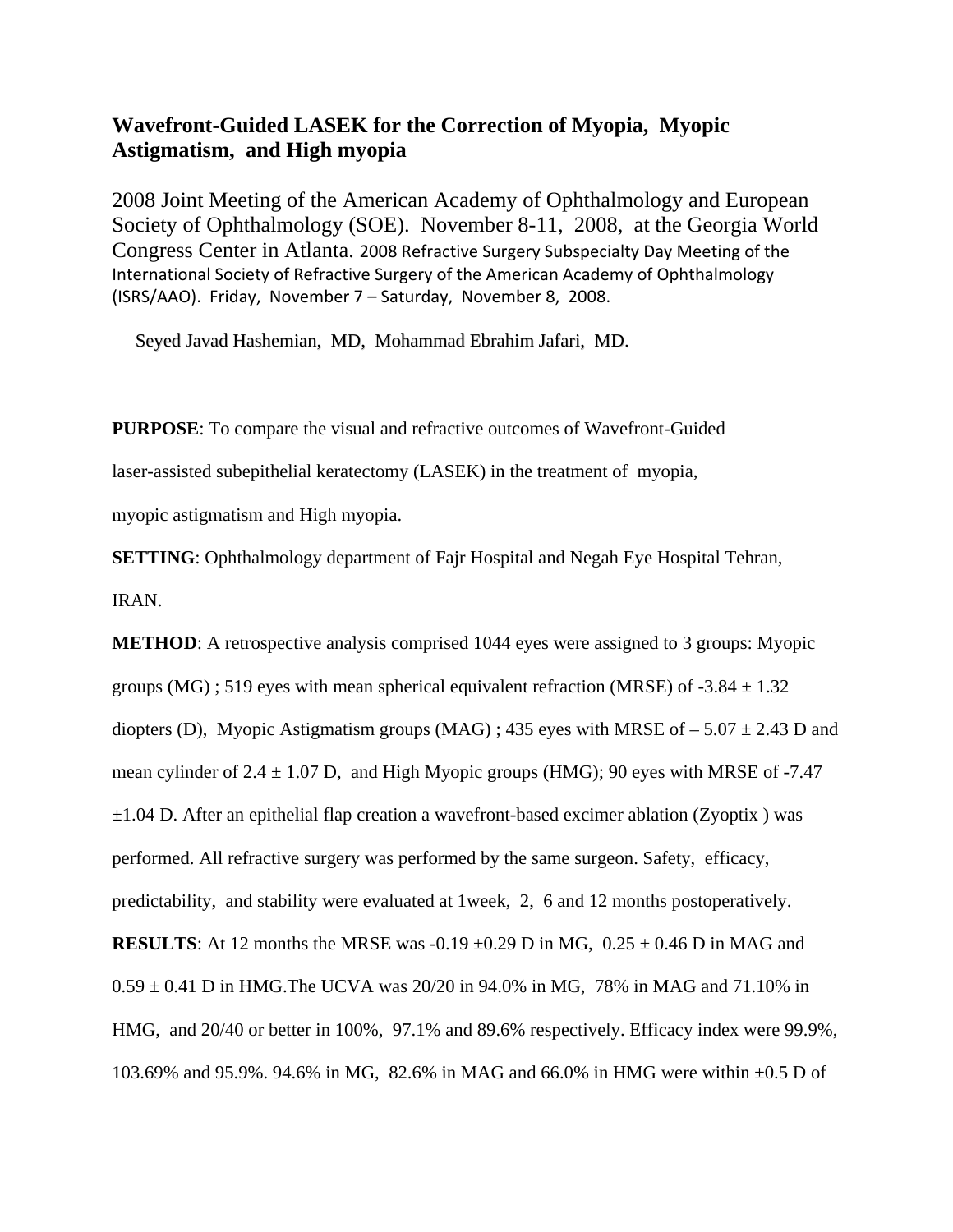# Wavefront-Guided LASEK for the Correction of Myopia, Myopic Astigmatism, and High myopia

2008 Joint Meeting of the American Academy of Ophthalmology and European Society of Ophthalmology (SOE). November 8-11, 2008, at the Georgia World Congress Center in Atlanta. 2008 Refractive Surgery Subspecialty Day Meeting of the International Society of Refractive Surgery of the American Academy of Ophthalmology (ISRS/AAO). Friday, November 7 – Saturday, November 8, 2008.

Seyed Javad Hashemian, MD, Mohammad Ebrahim Jafari, MD.

**PURPOSE**: To compare the visual and refractive outcomes of Wavefront-Guided laser-assisted subepithelial keratectomy (LASEK) in the treatment of myopia, myopic astigmatism and High myopia.

**SETTING**: Ophthalmology department of Fajr Hospital and Negah Eye Hospital Tehran, IRAN.

**METHOD**: A retrospective analysis comprised 1044 eyes were assigned to 3 groups: Myopic groups (MG) ; 519 eyes with mean spherical equivalent refraction (MRSE) of -3.84 ± 1.32 diopters (D), Myopic Astigmatism groups (MAG) ; 435 eyes with MRSE of – 5.07 ± 2.43 D and mean cylinder of 2.4 ± 1.07 D, and High Myopic groups (HMG); 90 eyes with MRSE of -7.47 ±1.04 D. After an epithelial flap creation a wavefront-based excimer ablation (Zyoptix ) was performed. All refractive surgery was performed by the same surgeon. Safety, efficacy, predictability, and stability were evaluated at 1week, 2, 6 and 12 months postoperatively.

**RESULTS**: At 12 months the MRSE was -0.19 ±0.29 D in MG, 0.25 ± 0.46 D in MAG and 0.59 ± 0.41 D in HMG.The UCVA was 20/20 in 94.0% in MG, 78% in MAG and 71.10% in HMG, and 20/40 or better in 100%, 97.1% and 89.6% respectively. Efficacy index were 99.9%, 103.69% and 95.9%. 94.6% in MG, 82.6% in MAG and 66.0% in HMG were within ±0.5 D of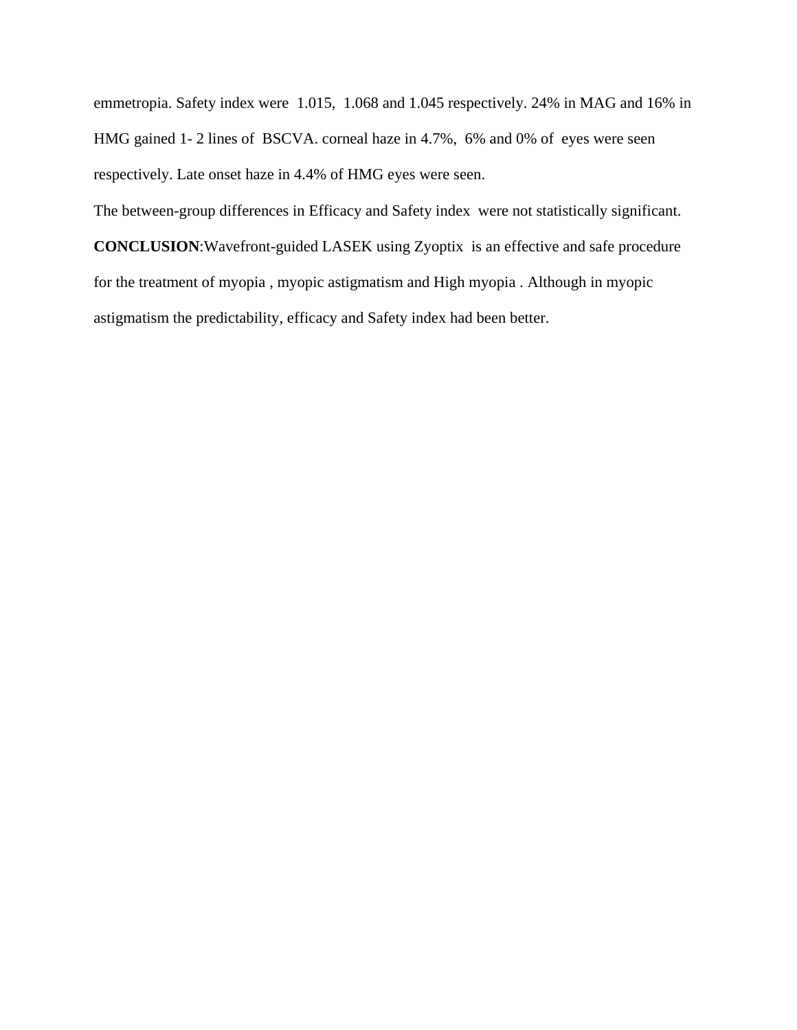emmetropia. Safety index were 1.015, 1.068 and 1.045 respectively. 24% in MAG and 16% in HMG gained 1- 2 lines of BSCVA. corneal haze in 4.7%, 6% and 0% of eyes were seen respectively. Late onset haze in 4.4% of HMG eyes were seen.

The between-group differences in Efficacy and Safety index were not statistically significant.

**CONCLUSION**:Wavefront-guided LASEK using Zyoptix is an effective and safe procedure for the treatment of myopia , myopic astigmatism and High myopia . Although in myopic astigmatism the predictability, efficacy and Safety index had been better.